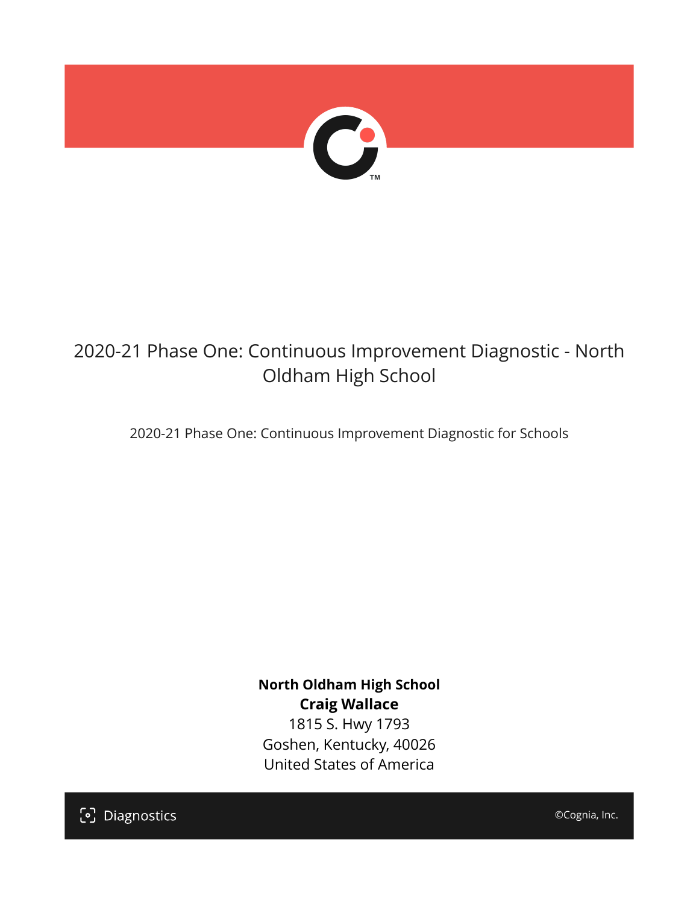# 2020-21 Phase One: Continuous Improvement Diagnostic - North Oldham High School

2020-21 Phase One: Continuous Improvement Diagnostic for Schools

**North Oldham High School**
**Craig Wallace**
1815 S. Hwy 1793
Goshen, Kentucky, 40026
United States of America

Diagnostics

©Cognia, Inc.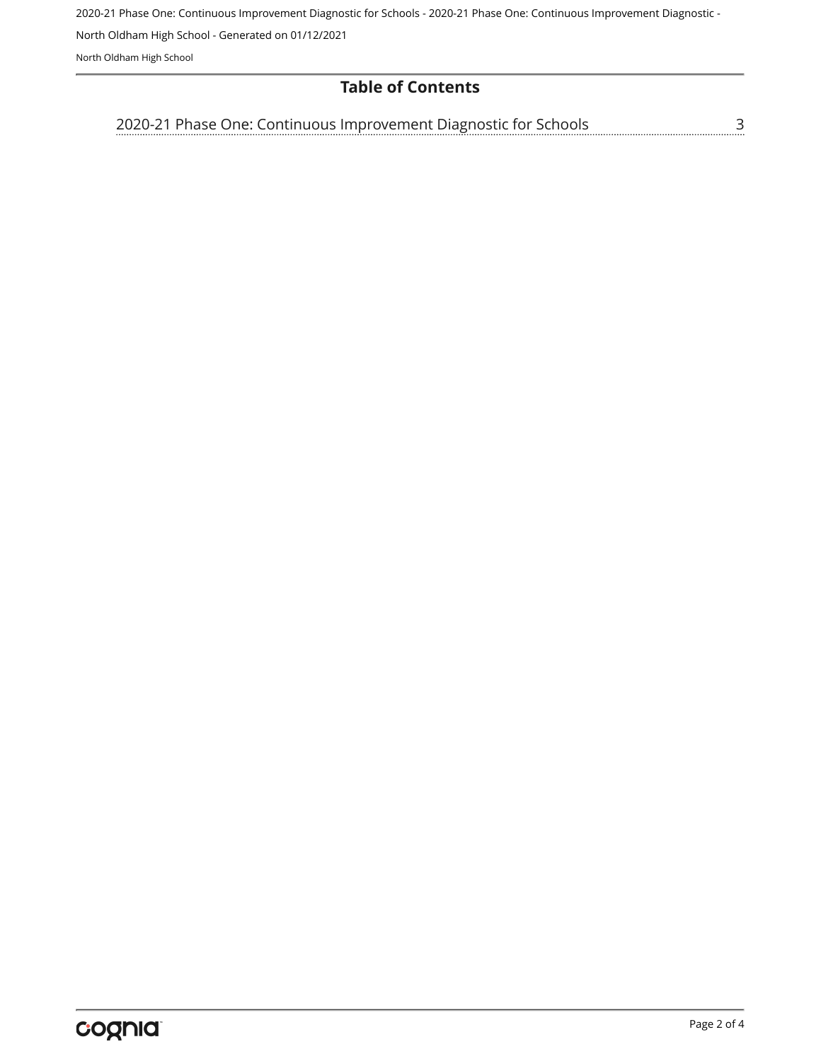## Table of Contents

2020-21 Phase One: Continuous Improvement Diagnostic for Schools ........ 3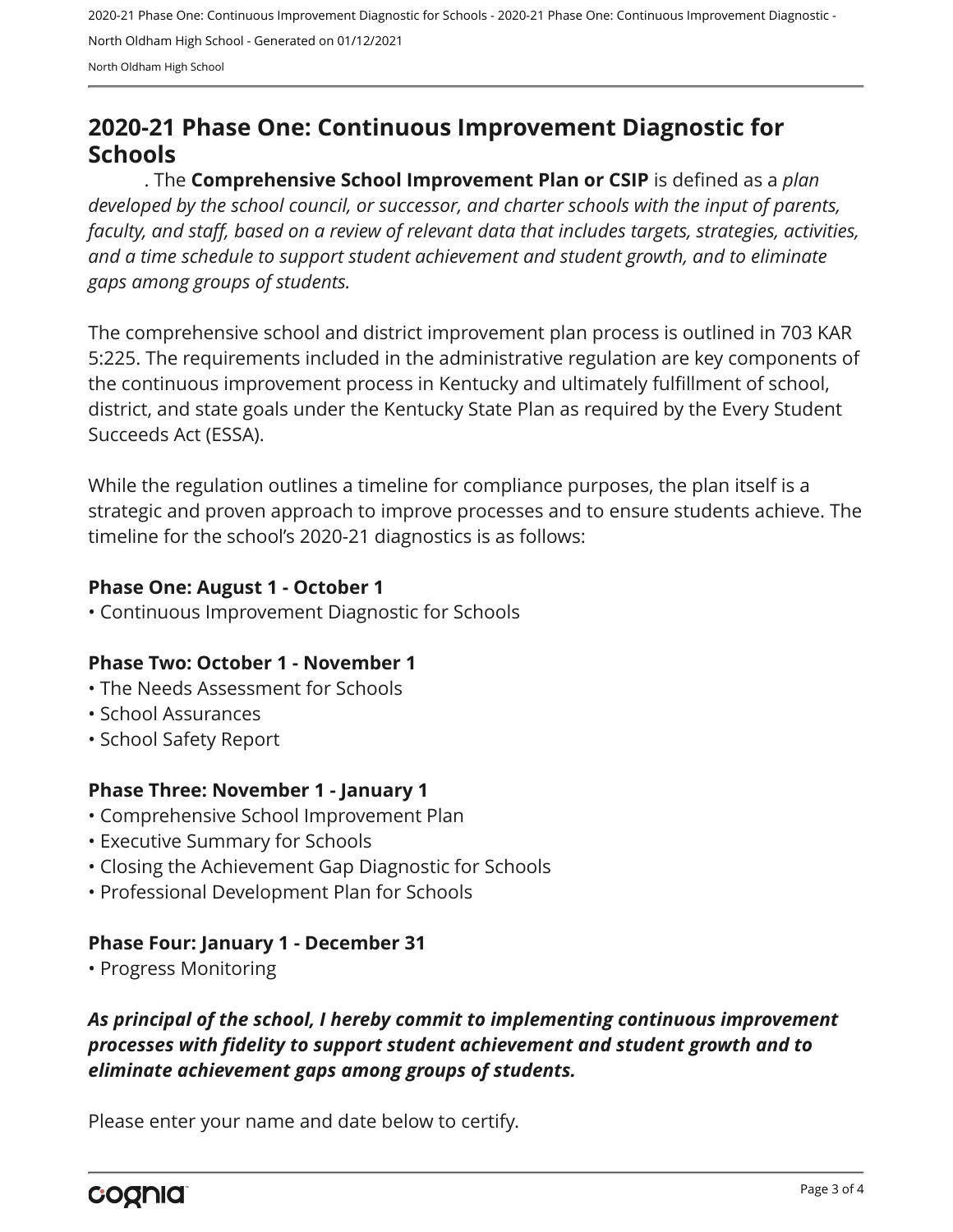## 2020-21 Phase One: Continuous Improvement Diagnostic for Schools

. The **Comprehensive School Improvement Plan or CSIP** is defined as a *plan developed by the school council, or successor, and charter schools with the input of parents, faculty, and staff, based on a review of relevant data that includes targets, strategies, activities, and a time schedule to support student achievement and student growth, and to eliminate gaps among groups of students.*

The comprehensive school and district improvement plan process is outlined in 703 KAR 5:225. The requirements included in the administrative regulation are key components of the continuous improvement process in Kentucky and ultimately fulfillment of school, district, and state goals under the Kentucky State Plan as required by the Every Student Succeeds Act (ESSA).

While the regulation outlines a timeline for compliance purposes, the plan itself is a strategic and proven approach to improve processes and to ensure students achieve. The timeline for the school's 2020-21 diagnostics is as follows:

**Phase One: August 1 - October 1**
- Continuous Improvement Diagnostic for Schools

**Phase Two: October 1 - November 1**
- The Needs Assessment for Schools
- School Assurances
- School Safety Report

**Phase Three: November 1 - January 1**
- Comprehensive School Improvement Plan
- Executive Summary for Schools
- Closing the Achievement Gap Diagnostic for Schools
- Professional Development Plan for Schools

**Phase Four: January 1 - December 31**
- Progress Monitoring

***As principal of the school, I hereby commit to implementing continuous improvement processes with fidelity to support student achievement and student growth and to eliminate achievement gaps among groups of students.***

Please enter your name and date below to certify.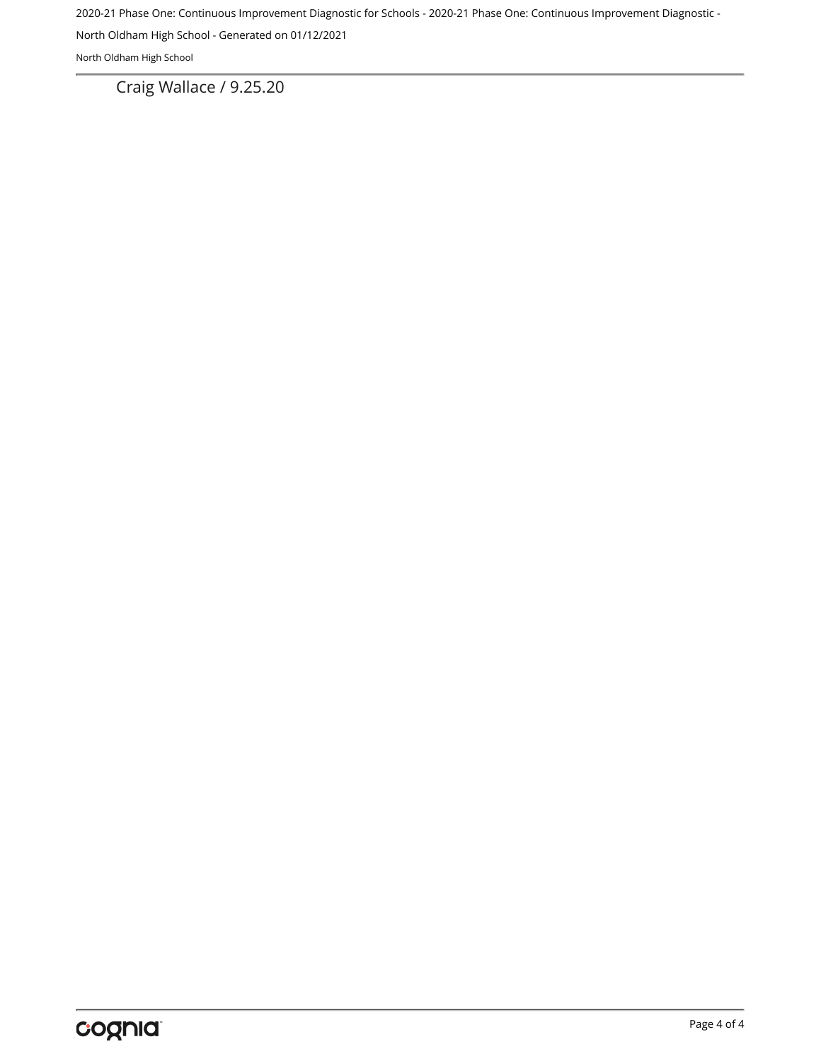Craig Wallace / 9.25.20